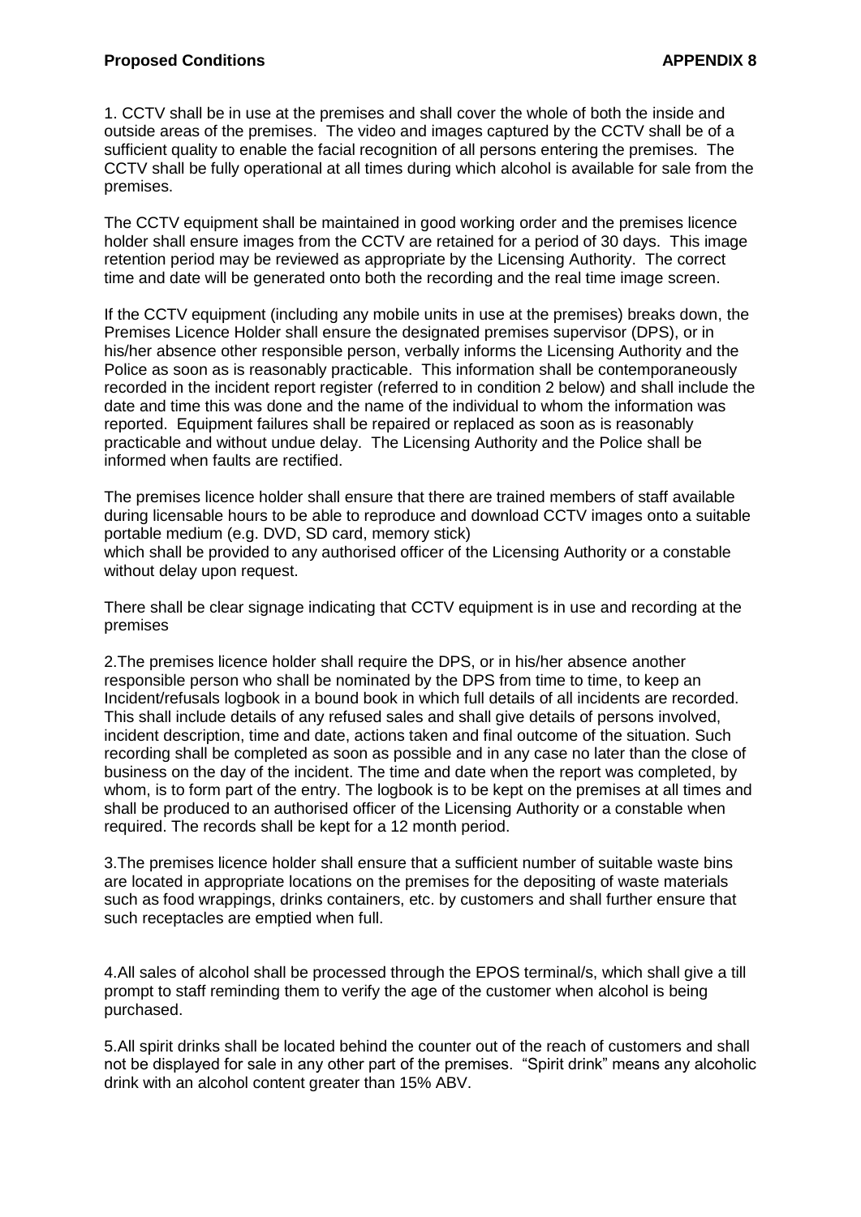**Proposed Conditions** **APPENDIX 8**

1. CCTV shall be in use at the premises and shall cover the whole of both the inside and outside areas of the premises. The video and images captured by the CCTV shall be of a sufficient quality to enable the facial recognition of all persons entering the premises. The CCTV shall be fully operational at all times during which alcohol is available for sale from the premises.

The CCTV equipment shall be maintained in good working order and the premises licence holder shall ensure images from the CCTV are retained for a period of 30 days. This image retention period may be reviewed as appropriate by the Licensing Authority. The correct time and date will be generated onto both the recording and the real time image screen.

If the CCTV equipment (including any mobile units in use at the premises) breaks down, the Premises Licence Holder shall ensure the designated premises supervisor (DPS), or in his/her absence other responsible person, verbally informs the Licensing Authority and the Police as soon as is reasonably practicable. This information shall be contemporaneously recorded in the incident report register (referred to in condition 2 below) and shall include the date and time this was done and the name of the individual to whom the information was reported. Equipment failures shall be repaired or replaced as soon as is reasonably practicable and without undue delay. The Licensing Authority and the Police shall be informed when faults are rectified.

The premises licence holder shall ensure that there are trained members of staff available during licensable hours to be able to reproduce and download CCTV images onto a suitable portable medium (e.g. DVD, SD card, memory stick)
which shall be provided to any authorised officer of the Licensing Authority or a constable without delay upon request.

There shall be clear signage indicating that CCTV equipment is in use and recording at the premises

2.The premises licence holder shall require the DPS, or in his/her absence another responsible person who shall be nominated by the DPS from time to time, to keep an Incident/refusals logbook in a bound book in which full details of all incidents are recorded. This shall include details of any refused sales and shall give details of persons involved, incident description, time and date, actions taken and final outcome of the situation. Such recording shall be completed as soon as possible and in any case no later than the close of business on the day of the incident. The time and date when the report was completed, by whom, is to form part of the entry. The logbook is to be kept on the premises at all times and shall be produced to an authorised officer of the Licensing Authority or a constable when required. The records shall be kept for a 12 month period.

3.The premises licence holder shall ensure that a sufficient number of suitable waste bins are located in appropriate locations on the premises for the depositing of waste materials such as food wrappings, drinks containers, etc. by customers and shall further ensure that such receptacles are emptied when full.

4.All sales of alcohol shall be processed through the EPOS terminal/s, which shall give a till prompt to staff reminding them to verify the age of the customer when alcohol is being purchased.

5.All spirit drinks shall be located behind the counter out of the reach of customers and shall not be displayed for sale in any other part of the premises. "Spirit drink" means any alcoholic drink with an alcohol content greater than 15% ABV.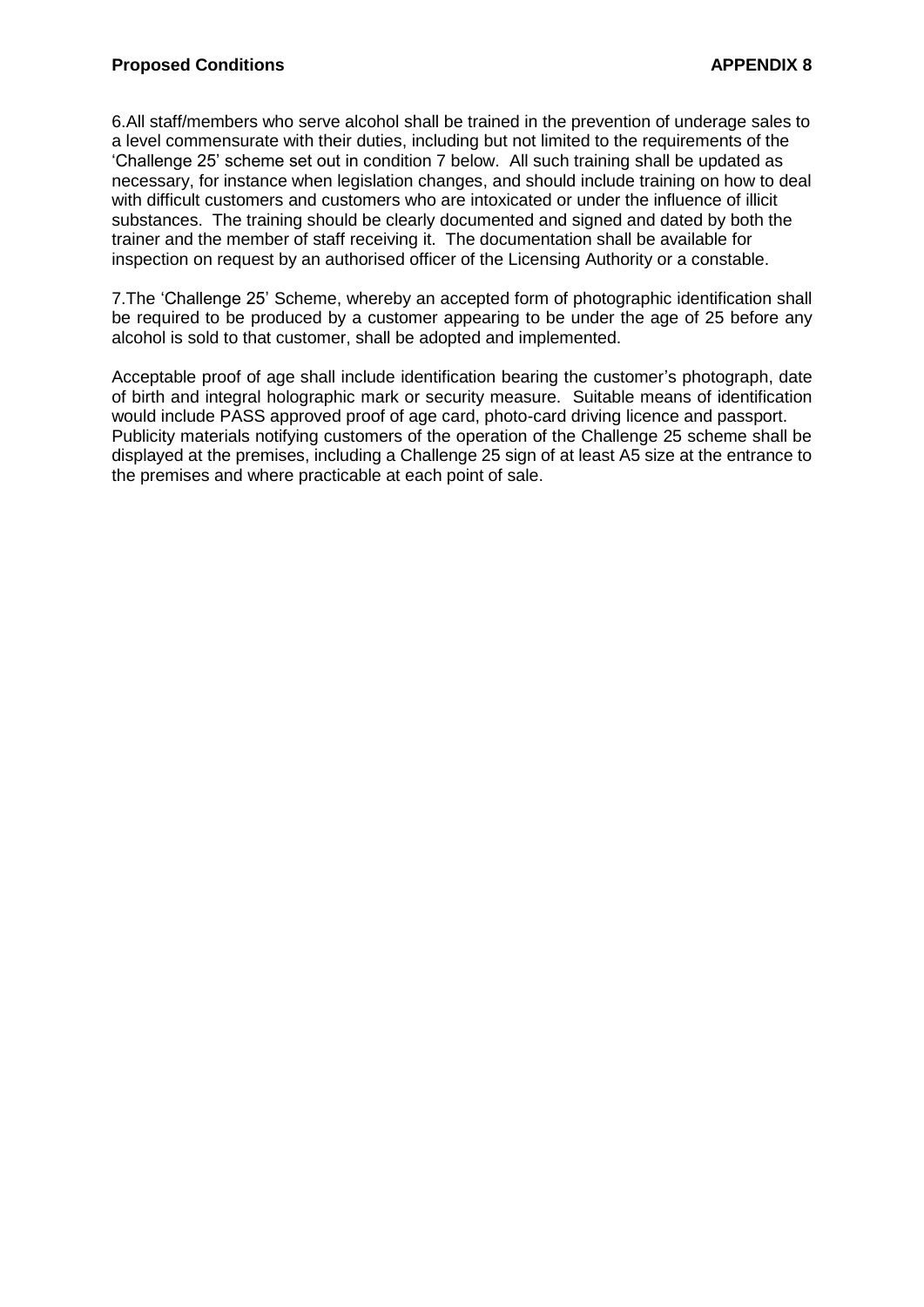6.All staff/members who serve alcohol shall be trained in the prevention of underage sales to a level commensurate with their duties, including but not limited to the requirements of the 'Challenge 25' scheme set out in condition 7 below. All such training shall be updated as necessary, for instance when legislation changes, and should include training on how to deal with difficult customers and customers who are intoxicated or under the influence of illicit substances. The training should be clearly documented and signed and dated by both the trainer and the member of staff receiving it. The documentation shall be available for inspection on request by an authorised officer of the Licensing Authority or a constable.

7.The 'Challenge 25' Scheme, whereby an accepted form of photographic identification shall be required to be produced by a customer appearing to be under the age of 25 before any alcohol is sold to that customer, shall be adopted and implemented.

Acceptable proof of age shall include identification bearing the customer's photograph, date of birth and integral holographic mark or security measure. Suitable means of identification would include PASS approved proof of age card, photo-card driving licence and passport. Publicity materials notifying customers of the operation of the Challenge 25 scheme shall be displayed at the premises, including a Challenge 25 sign of at least A5 size at the entrance to the premises and where practicable at each point of sale.